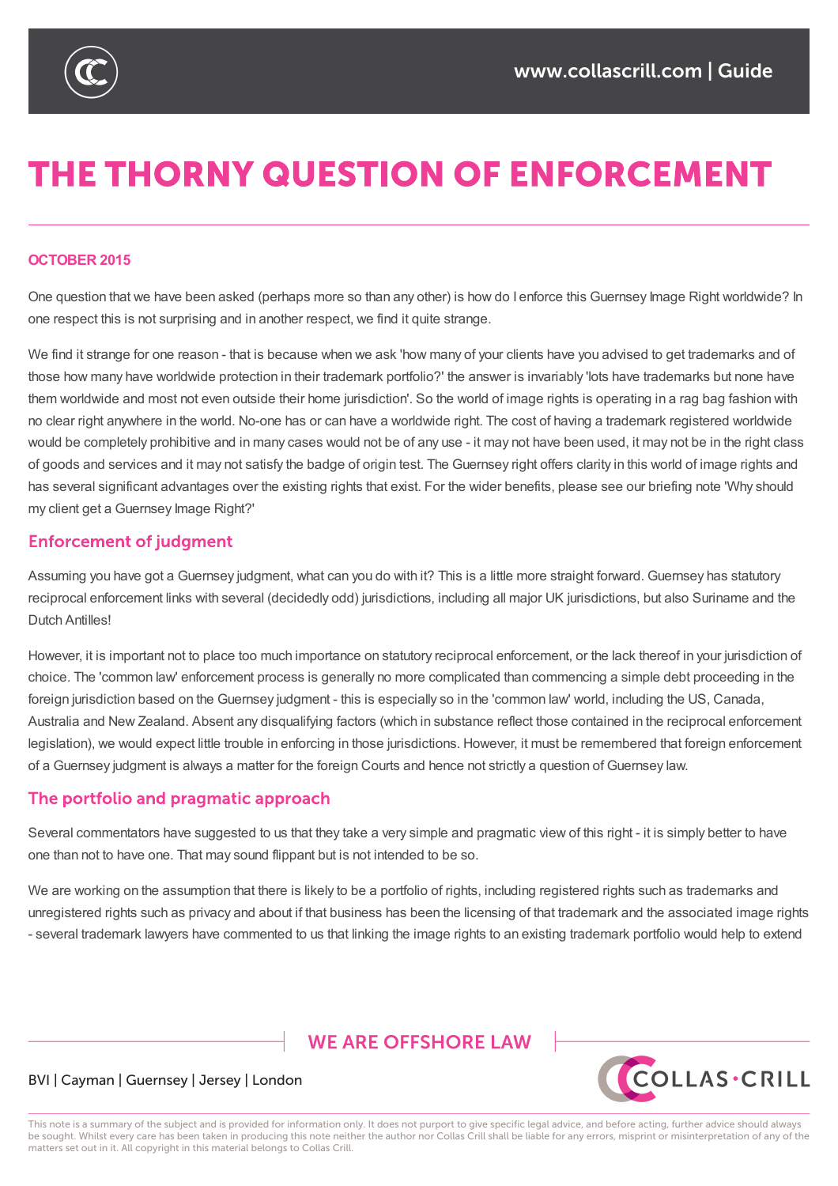# THE THORNY QUESTION OF ENFORCEMENT

**OCTOBER 2015**

One question that we have been asked (perhaps more so than any other) is how do I enforce this Guernsey Image Right worldwide? In one respect this is not surprising and in another respect, we find it quite strange.

We find it strange for one reason - that is because when we ask 'how many of your clients have you advised to get trademarks and of those how many have worldwide protection in their trademark portfolio?' the answer is invariably 'lots have trademarks but none have them worldwide and most not even outside their home jurisdiction'. So the world of image rights is operating in a rag bag fashion with no clear right anywhere in the world. No-one has or can have a worldwide right. The cost of having a trademark registered worldwide would be completely prohibitive and in many cases would not be of any use - it may not have been used, it may not be in the right class of goods and services and it may not satisfy the badge of origin test. The Guernsey right offers clarity in this world of image rights and has several significant advantages over the existing rights that exist. For the wider benefits, please see our briefing note 'Why should my client get a Guernsey Image Right?'

## Enforcement of judgment

Assuming you have got a Guernsey judgment, what can you do with it? This is a little more straight forward. Guernsey has statutory reciprocal enforcement links with several (decidedly odd) jurisdictions, including all major UK jurisdictions, but also Suriname and the Dutch Antilles!

However, it is important not to place too much importance on statutory reciprocal enforcement, or the lack thereof in your jurisdiction of choice. The 'common law' enforcement process is generally no more complicated than commencing a simple debt proceeding in the foreign jurisdiction based on the Guernsey judgment - this is especially so in the 'common law' world, including the US, Canada, Australia and New Zealand. Absent any disqualifying factors (which in substance reflect those contained in the reciprocal enforcement legislation), we would expect little trouble in enforcing in those jurisdictions. However, it must be remembered that foreign enforcement of a Guernsey judgment is always a matter for the foreign Courts and hence not strictly a question of Guernsey law.

## The portfolio and pragmatic approach

Several commentators have suggested to us that they take a very simple and pragmatic view of this right - it is simply better to have one than not to have one. That may sound flippant but is not intended to be so.

We are working on the assumption that there is likely to be a portfolio of rights, including registered rights such as trademarks and unregistered rights such as privacy and about if that business has been the licensing of that trademark and the associated image rights - several trademark lawyers have commented to us that linking the image rights to an existing trademark portfolio would help to extend

WE ARE OFFSHORE LAW

BVI | Cayman | Guernsey | Jersey | London

This note is a summary of the subject and is provided for information only. It does not purport to give specific legal advice, and before acting, further advice should always be sought. Whilst every care has been taken in producing this note neither the author nor Collas Crill shall be liable for any errors, misprint or misinterpretation of any of the matters set out in it. All copyright in this material belongs to Collas Crill.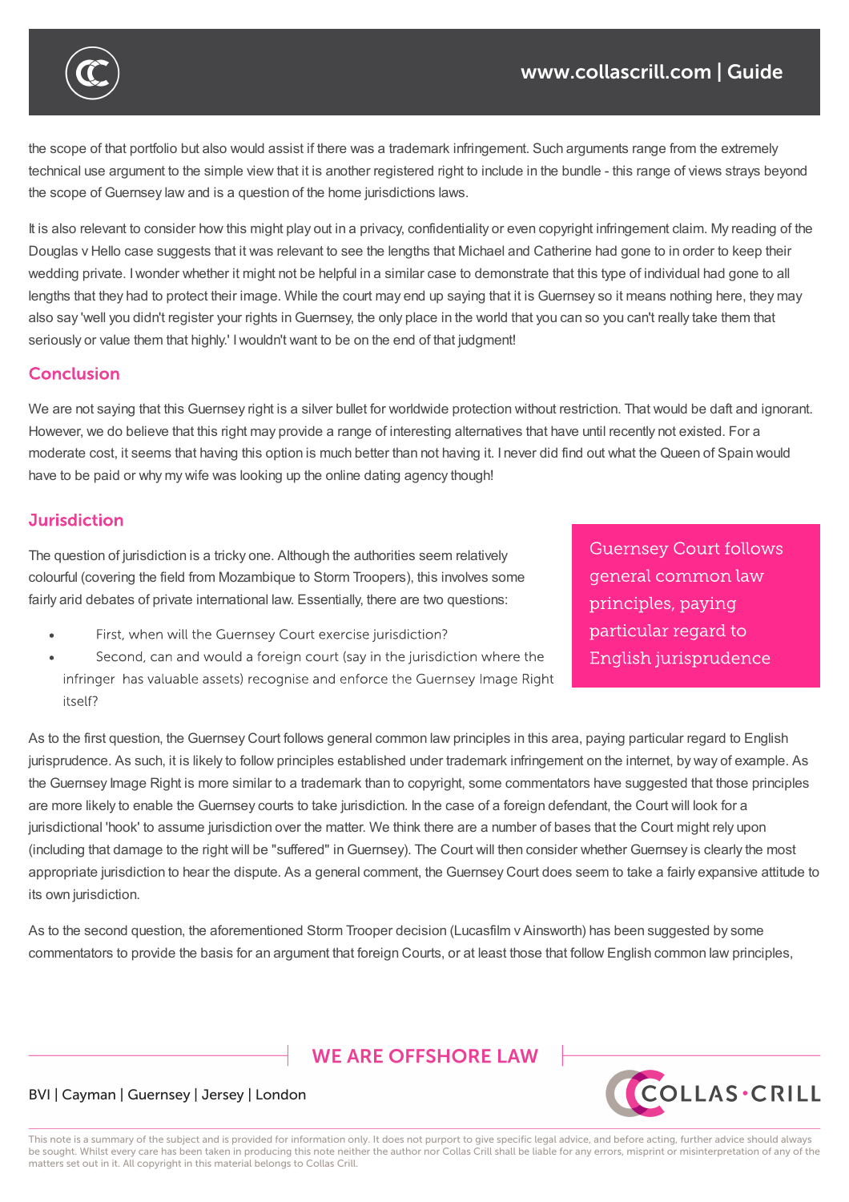the scope of that portfolio but also would assist if there was a trademark infringement. Such arguments range from the extremely technical use argument to the simple view that it is another registered right to include in the bundle - this range of views strays beyond the scope of Guernsey law and is a question of the home jurisdictions laws.

It is also relevant to consider how this might play out in a privacy, confidentiality or even copyright infringement claim. My reading of the Douglas v Hello case suggests that it was relevant to see the lengths that Michael and Catherine had gone to in order to keep their wedding private. I wonder whether it might not be helpful in a similar case to demonstrate that this type of individual had gone to all lengths that they had to protect their image. While the court may end up saying that it is Guernsey so it means nothing here, they may also say 'well you didn't register your rights in Guernsey, the only place in the world that you can so you can't really take them that seriously or value them that highly.' I wouldn't want to be on the end of that judgment!

## Conclusion

We are not saying that this Guernsey right is a silver bullet for worldwide protection without restriction. That would be daft and ignorant. However, we do believe that this right may provide a range of interesting alternatives that have until recently not existed. For a moderate cost, it seems that having this option is much better than not having it. I never did find out what the Queen of Spain would have to be paid or why my wife was looking up the online dating agency though!

## Jurisdiction

The question of jurisdiction is a tricky one. Although the authorities seem relatively colourful (covering the field from Mozambique to Storm Troopers), this involves some fairly arid debates of private international law. Essentially, there are two questions:

- First, when will the Guernsey Court exercise jurisdiction?
- Second, can and would a foreign court (say in the jurisdiction where the infringer has valuable assets) recognise and enforce the Guernsey Image Right itself?

> Guernsey Court follows general common law principles, paying particular regard to English jurisprudence

As to the first question, the Guernsey Court follows general common law principles in this area, paying particular regard to English jurisprudence. As such, it is likely to follow principles established under trademark infringement on the internet, by way of example. As the Guernsey Image Right is more similar to a trademark than to copyright, some commentators have suggested that those principles are more likely to enable the Guernsey courts to take jurisdiction. In the case of a foreign defendant, the Court will look for a jurisdictional 'hook' to assume jurisdiction over the matter. We think there are a number of bases that the Court might rely upon (including that damage to the right will be "suffered" in Guernsey). The Court will then consider whether Guernsey is clearly the most appropriate jurisdiction to hear the dispute. As a general comment, the Guernsey Court does seem to take a fairly expansive attitude to its own jurisdiction.

As to the second question, the aforementioned Storm Trooper decision (Lucasfilm v Ainsworth) has been suggested by some commentators to provide the basis for an argument that foreign Courts, or at least those that follow English common law principles,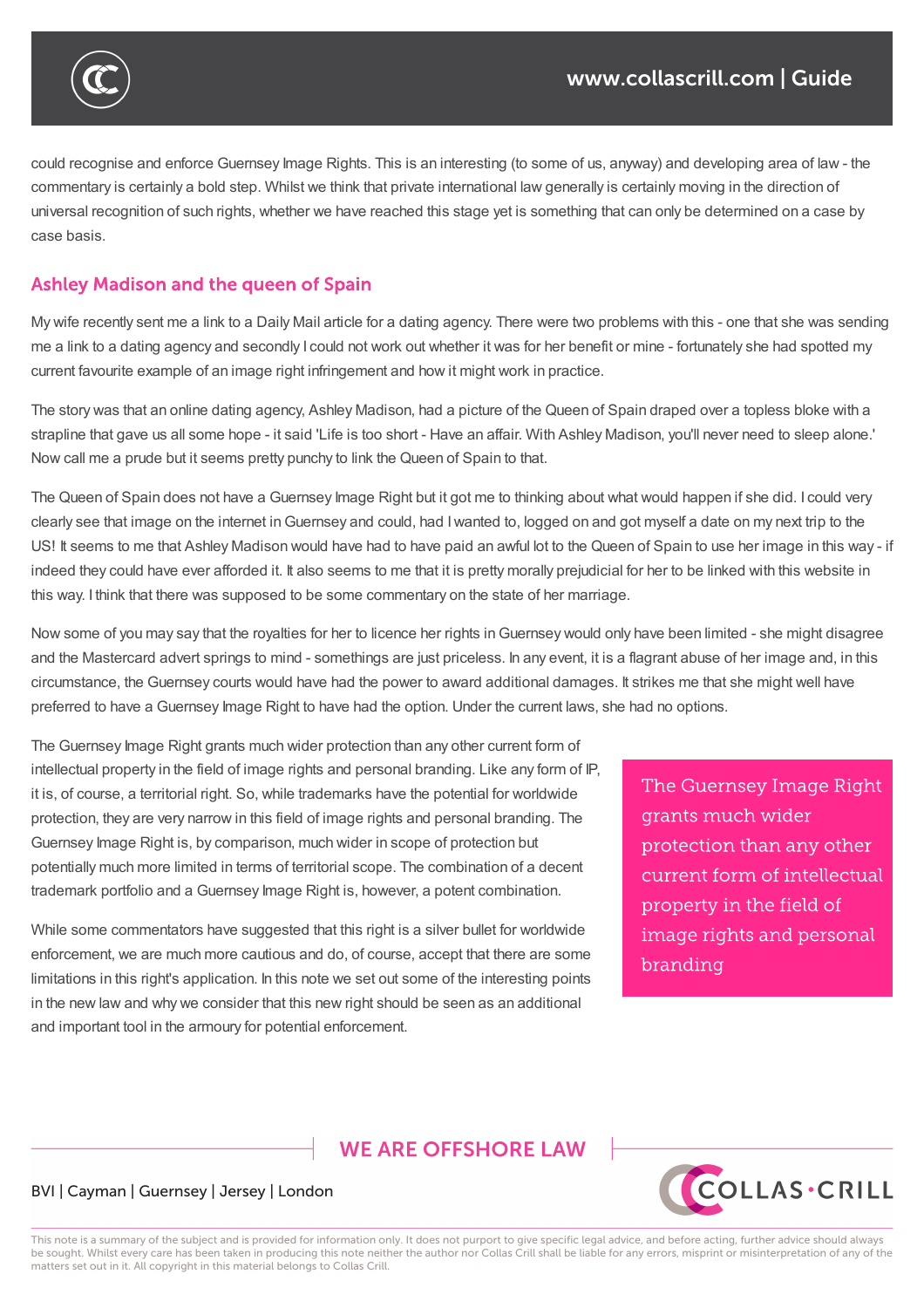could recognise and enforce Guernsey Image Rights. This is an interesting (to some of us, anyway) and developing area of law - the commentary is certainly a bold step. Whilst we think that private international law generally is certainly moving in the direction of universal recognition of such rights, whether we have reached this stage yet is something that can only be determined on a case by case basis.

## Ashley Madison and the queen of Spain

My wife recently sent me a link to a Daily Mail article for a dating agency. There were two problems with this - one that she was sending me a link to a dating agency and secondly I could not work out whether it was for her benefit or mine - fortunately she had spotted my current favourite example of an image right infringement and how it might work in practice.

The story was that an online dating agency, Ashley Madison, had a picture of the Queen of Spain draped over a topless bloke with a strapline that gave us all some hope - it said 'Life is too short - Have an affair. With Ashley Madison, you'll never need to sleep alone.' Now call me a prude but it seems pretty punchy to link the Queen of Spain to that.

The Queen of Spain does not have a Guernsey Image Right but it got me to thinking about what would happen if she did. I could very clearly see that image on the internet in Guernsey and could, had I wanted to, logged on and got myself a date on my next trip to the US! It seems to me that Ashley Madison would have had to have paid an awful lot to the Queen of Spain to use her image in this way - if indeed they could have ever afforded it. It also seems to me that it is pretty morally prejudicial for her to be linked with this website in this way. I think that there was supposed to be some commentary on the state of her marriage.

Now some of you may say that the royalties for her to licence her rights in Guernsey would only have been limited - she might disagree and the Mastercard advert springs to mind - somethings are just priceless. In any event, it is a flagrant abuse of her image and, in this circumstance, the Guernsey courts would have had the power to award additional damages. It strikes me that she might well have preferred to have a Guernsey Image Right to have had the option. Under the current laws, she had no options.

The Guernsey Image Right grants much wider protection than any other current form of intellectual property in the field of image rights and personal branding. Like any form of IP, it is, of course, a territorial right. So, while trademarks have the potential for worldwide protection, they are very narrow in this field of image rights and personal branding. The Guernsey Image Right is, by comparison, much wider in scope of protection but potentially much more limited in terms of territorial scope. The combination of a decent trademark portfolio and a Guernsey Image Right is, however, a potent combination.

> The Guernsey Image Right grants much wider protection than any other current form of intellectual property in the field of image rights and personal branding

While some commentators have suggested that this right is a silver bullet for worldwide enforcement, we are much more cautious and do, of course, accept that there are some limitations in this right's application. In this note we set out some of the interesting points in the new law and why we consider that this new right should be seen as an additional and important tool in the armoury for potential enforcement.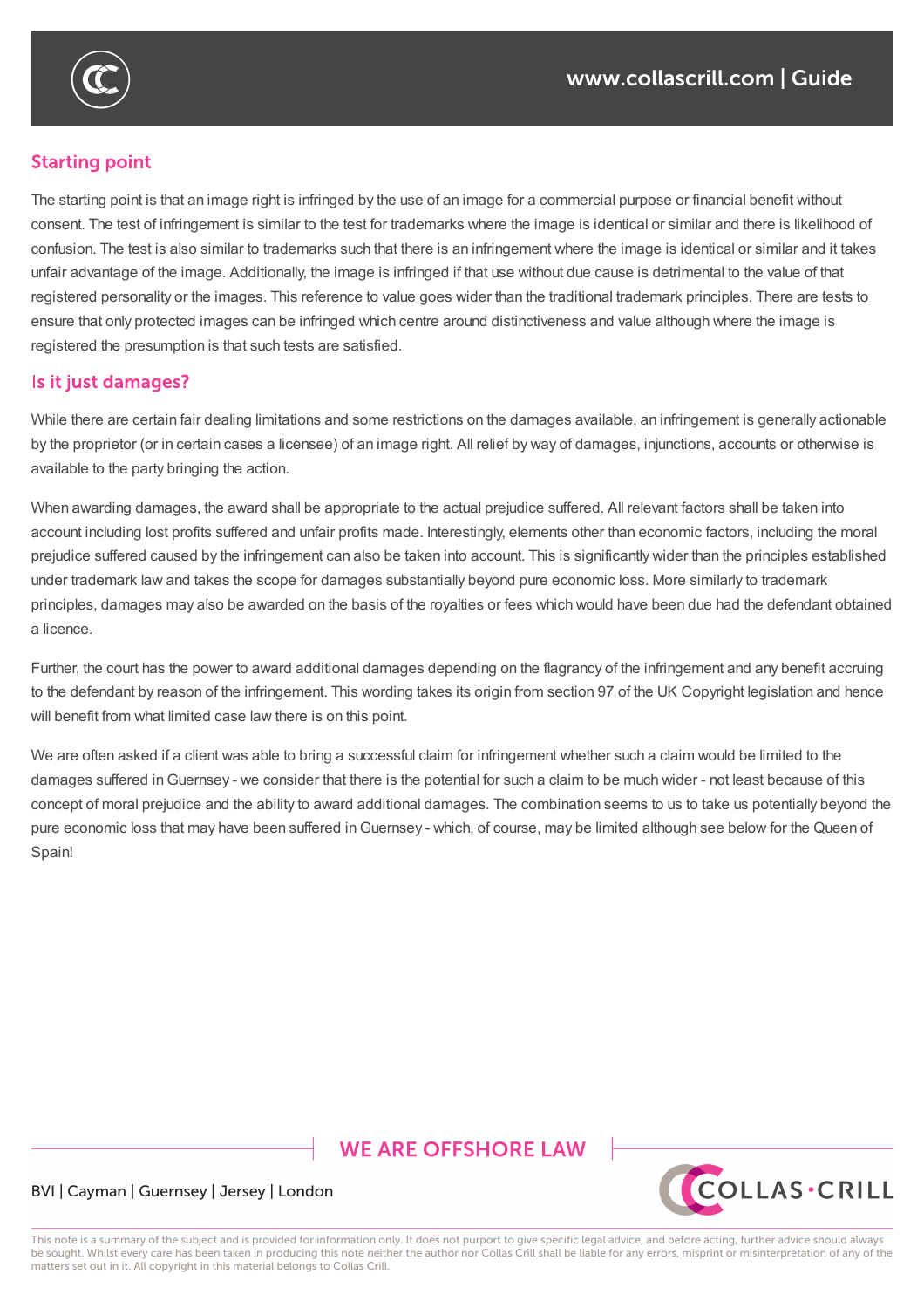## Starting point

The starting point is that an image right is infringed by the use of an image for a commercial purpose or financial benefit without consent. The test of infringement is similar to the test for trademarks where the image is identical or similar and there is likelihood of confusion. The test is also similar to trademarks such that there is an infringement where the image is identical or similar and it takes unfair advantage of the image. Additionally, the image is infringed if that use without due cause is detrimental to the value of that registered personality or the images. This reference to value goes wider than the traditional trademark principles. There are tests to ensure that only protected images can be infringed which centre around distinctiveness and value although where the image is registered the presumption is that such tests are satisfied.

## Is it just damages?

While there are certain fair dealing limitations and some restrictions on the damages available, an infringement is generally actionable by the proprietor (or in certain cases a licensee) of an image right. All relief by way of damages, injunctions, accounts or otherwise is available to the party bringing the action.

When awarding damages, the award shall be appropriate to the actual prejudice suffered. All relevant factors shall be taken into account including lost profits suffered and unfair profits made. Interestingly, elements other than economic factors, including the moral prejudice suffered caused by the infringement can also be taken into account. This is significantly wider than the principles established under trademark law and takes the scope for damages substantially beyond pure economic loss. More similarly to trademark principles, damages may also be awarded on the basis of the royalties or fees which would have been due had the defendant obtained a licence.

Further, the court has the power to award additional damages depending on the flagrancy of the infringement and any benefit accruing to the defendant by reason of the infringement. This wording takes its origin from section 97 of the UK Copyright legislation and hence will benefit from what limited case law there is on this point.

We are often asked if a client was able to bring a successful claim for infringement whether such a claim would be limited to the damages suffered in Guernsey - we consider that there is the potential for such a claim to be much wider - not least because of this concept of moral prejudice and the ability to award additional damages. The combination seems to us to take us potentially beyond the pure economic loss that may have been suffered in Guernsey - which, of course, may be limited although see below for the Queen of Spain!

WE ARE OFFSHORE LAW

BVI | Cayman | Guernsey | Jersey | London

This note is a summary of the subject and is provided for information only. It does not purport to give specific legal advice, and before acting, further advice should always be sought. Whilst every care has been taken in producing this note neither the author nor Collas Crill shall be liable for any errors, misprint or misinterpretation of any of the matters set out in it. All copyright in this material belongs to Collas Crill.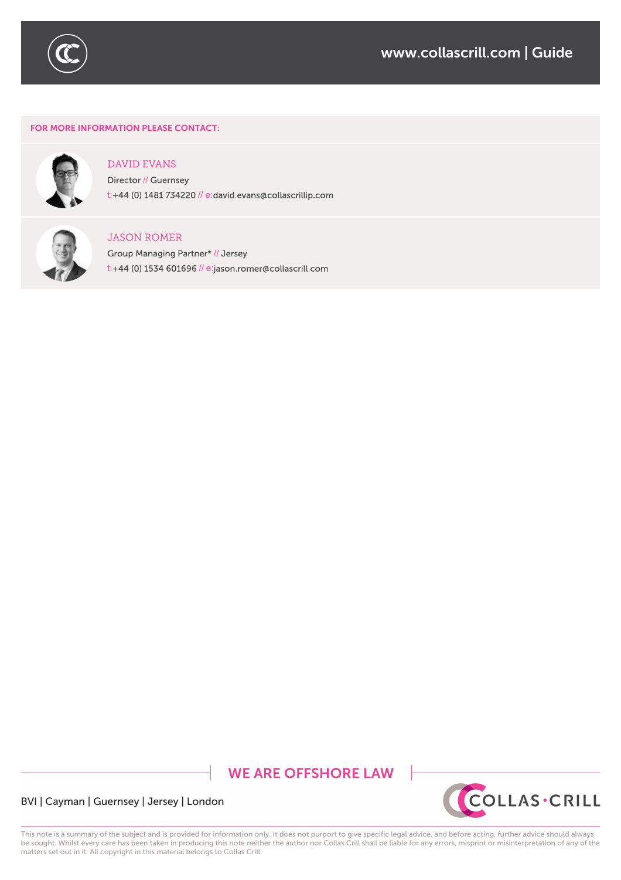**FOR MORE INFORMATION PLEASE CONTACT:**

DAVID EVANS
Director // Guernsey
t:+44 (0) 1481 734220 // e:david.evans@collascrillip.com

JASON ROMER
Group Managing Partner* // Jersey
t:+44 (0) 1534 601696 // e:jason.romer@collascrill.com

WE ARE OFFSHORE LAW

BVI | Cayman | Guernsey | Jersey | London

This note is a summary of the subject and is provided for information only. It does not purport to give specific legal advice, and before acting, further advice should always be sought. Whilst every care has been taken in producing this note neither the author nor Collas Crill shall be liable for any errors, misprint or misinterpretation of any of the matters set out in it. All copyright in this material belongs to Collas Crill.